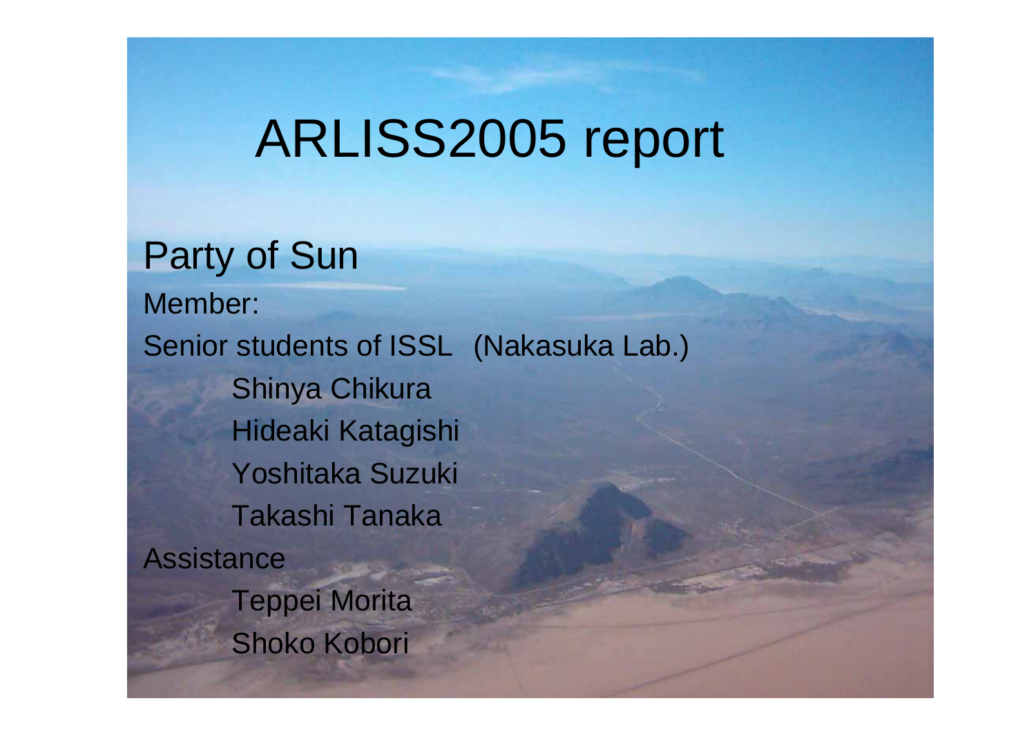# ARLISS2005 report

## Party of Sun

Member:

Senior students of ISSL (Nakasuka Lab.)

- Shinya Chikura
- Hideaki Katagishi
- Yoshitaka Suzuki
- Takashi Tanaka

Assistance

- Teppei Morita
- Shoko Kobori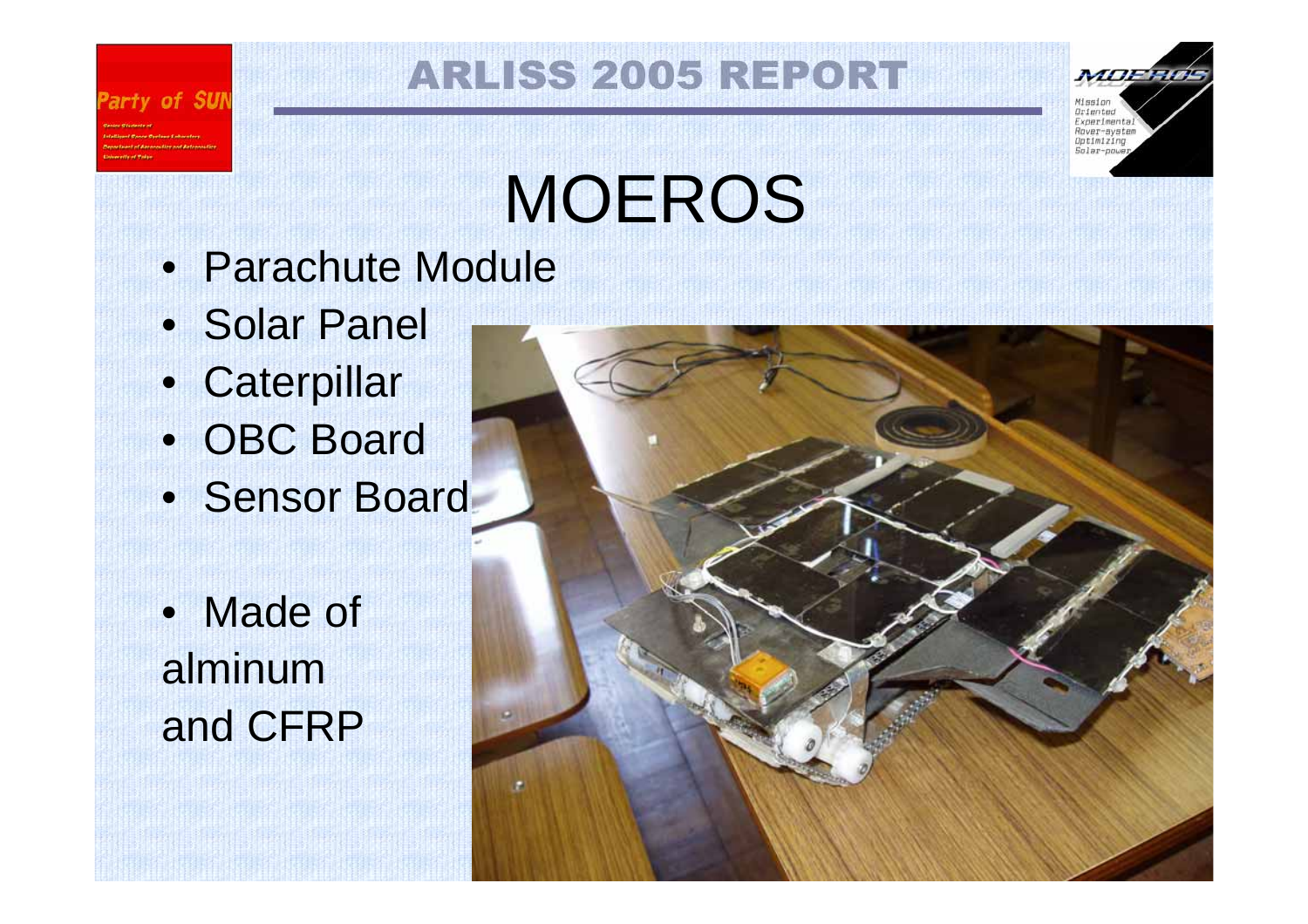# MOEROS

- Parachute Module
- Solar Panel
- Caterpillar
- OBC Board
- Sensor Board

- Made of alminum and CFRP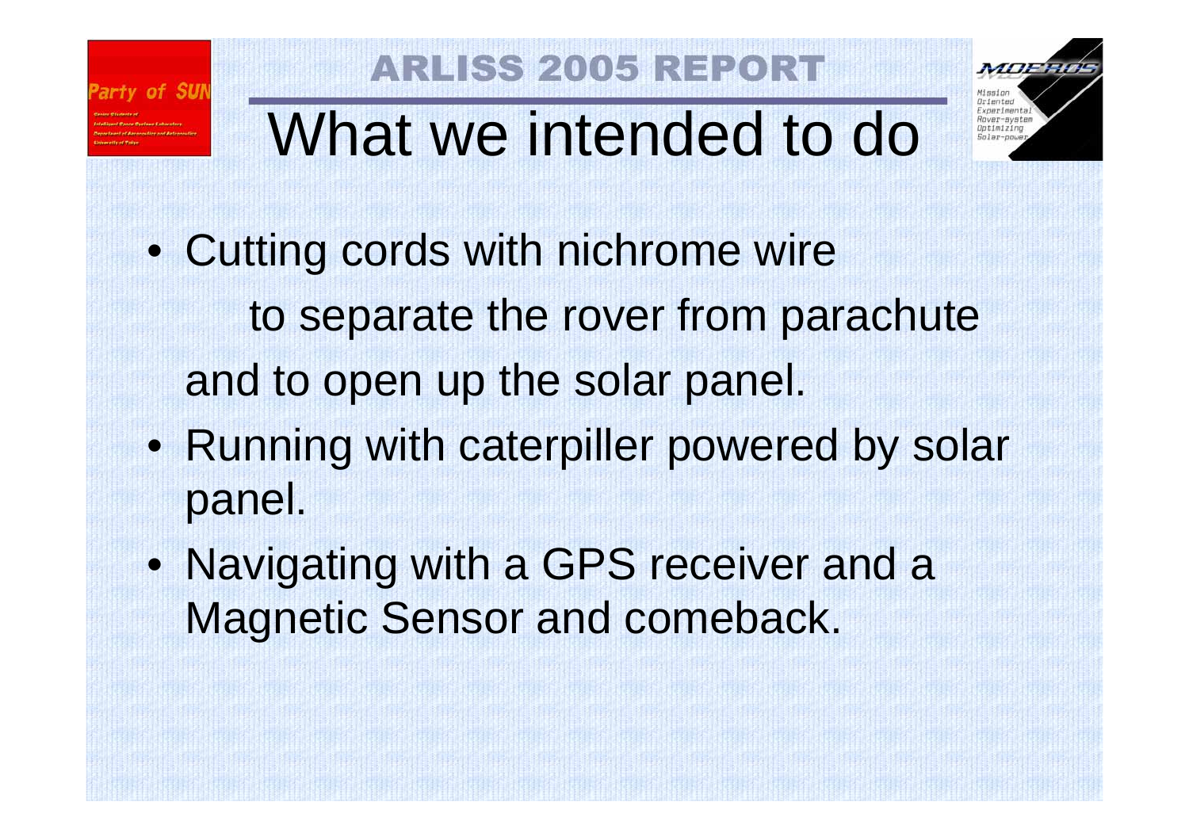# ARLISS 2005 REPORT

## What we intended to do

- Cutting cords with nichrome wire to separate the rover from parachute and to open up the solar panel.
- Running with caterpiller powered by solar panel.
- Navigating with a GPS receiver and a Magnetic Sensor and comeback.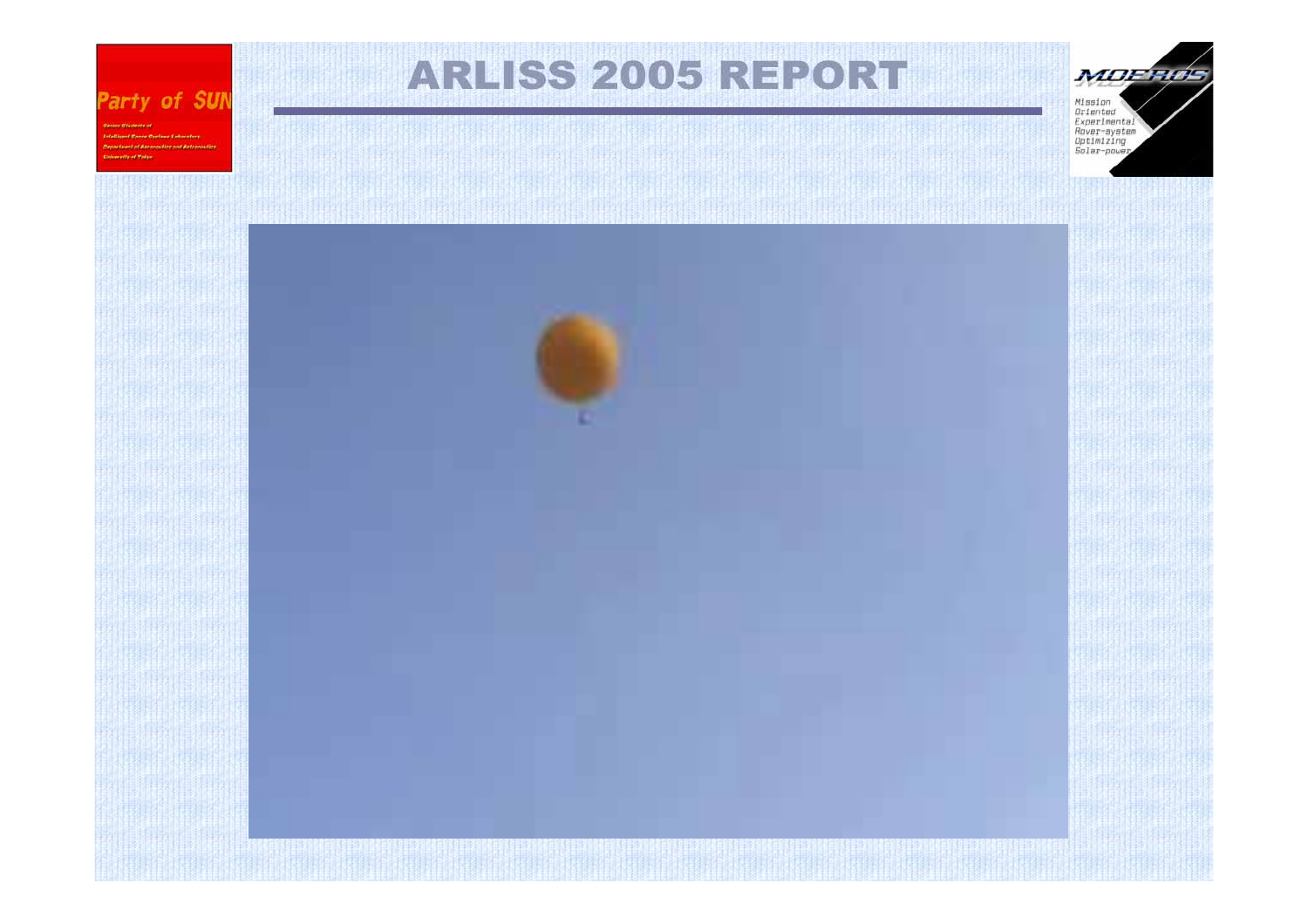# ARLISS 2005 REPORT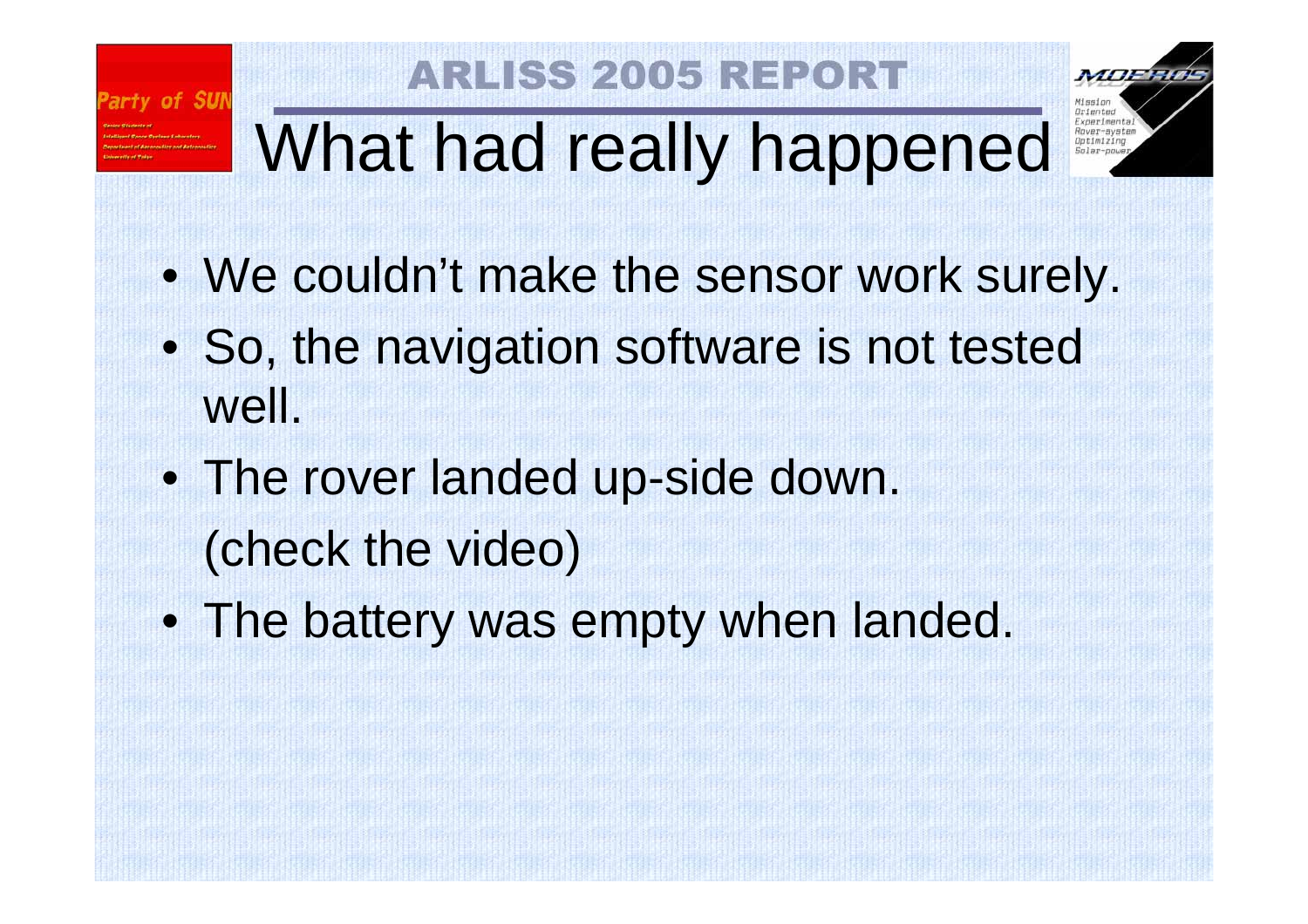# What had really happened

- We couldn't make the sensor work surely.
- So, the navigation software is not tested well.
- The rover landed up-side down. (check the video)
- The battery was empty when landed.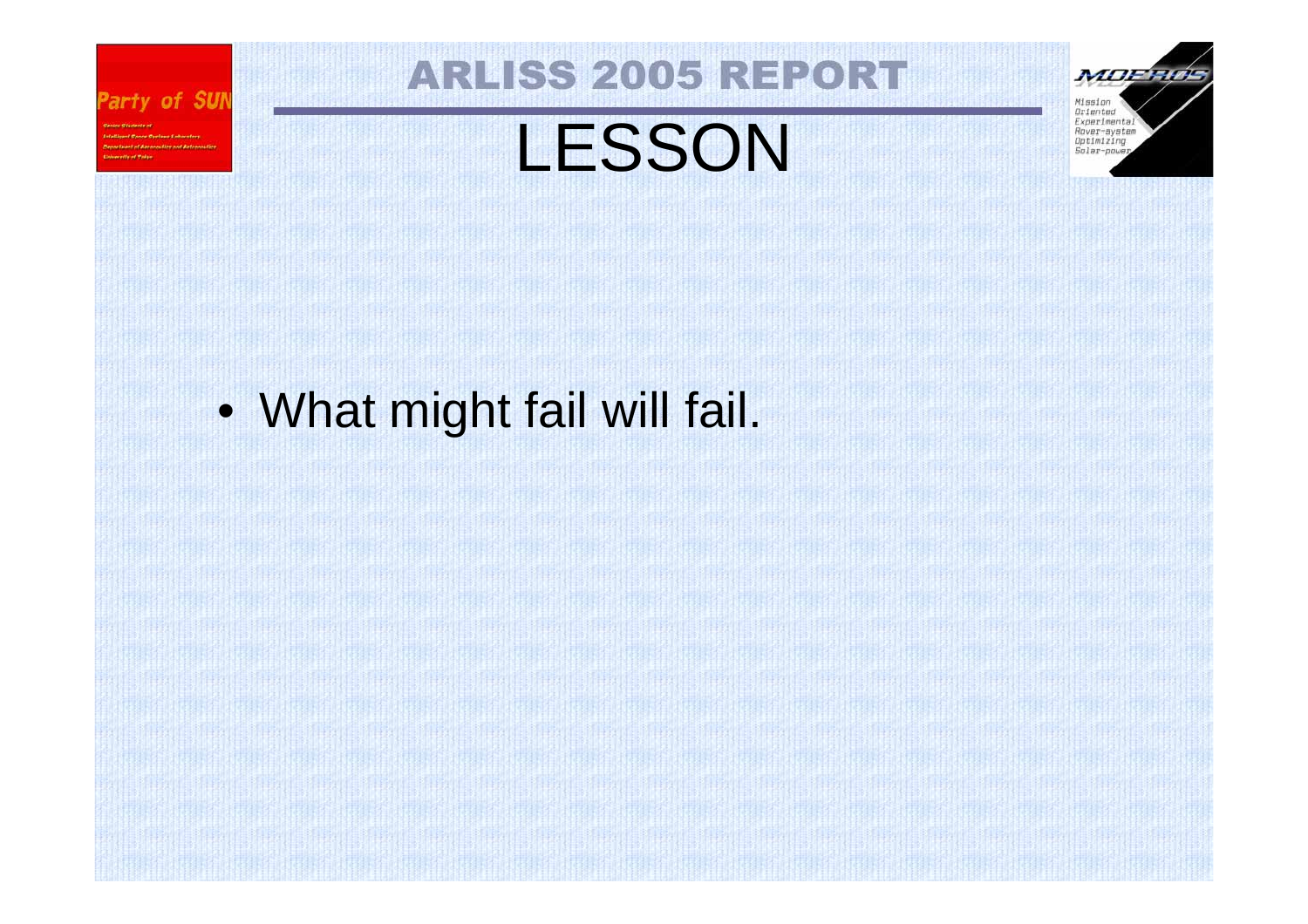# LESSON

- What might fail will fail.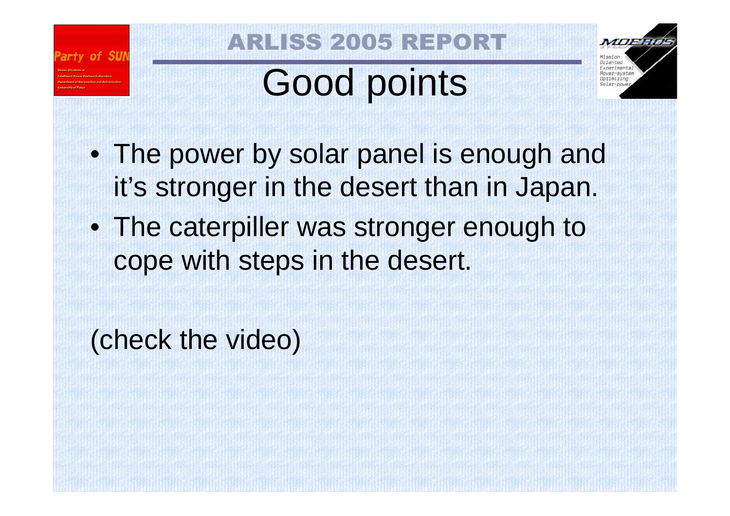# Good points

- The power by solar panel is enough and it's stronger in the desert than in Japan.
- The caterpiller was stronger enough to cope with steps in the desert.

(check the video)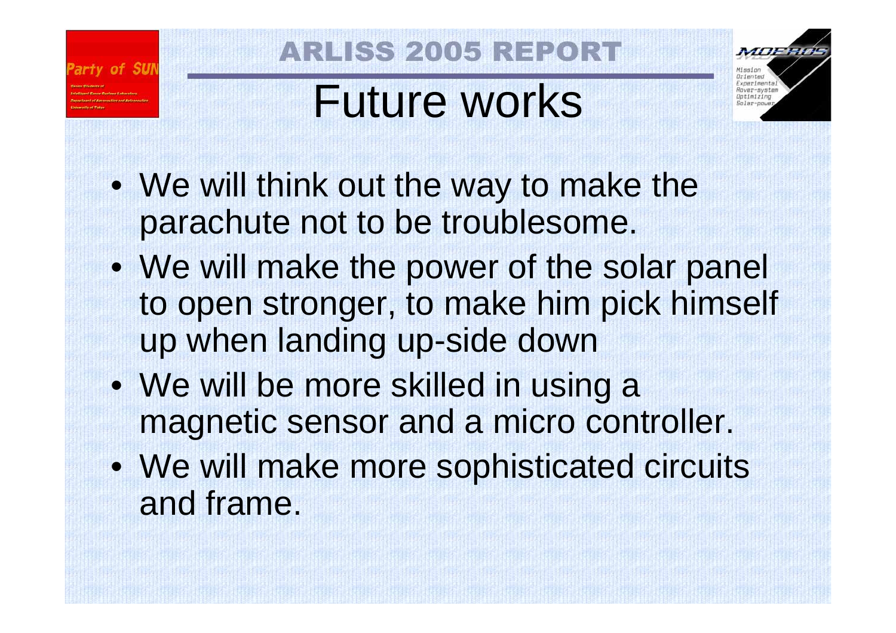# Future works

- We will think out the way to make the parachute not to be troublesome.
- We will make the power of the solar panel to open stronger, to make him pick himself up when landing up-side down
- We will be more skilled in using a magnetic sensor and a micro controller.
- We will make more sophisticated circuits and frame.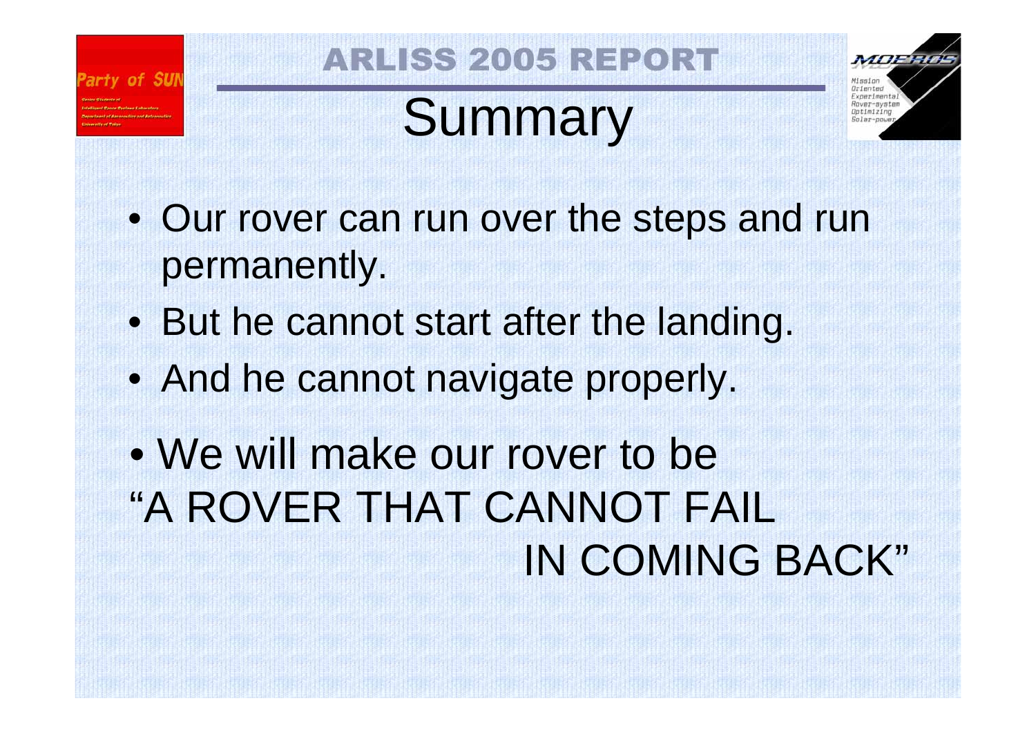ARLISS 2005 REPORT

# Summary

- Our rover can run over the steps and run permanently.
- But he cannot start after the landing.
- And he cannot navigate properly.

- We will make our rover to be "A ROVER THAT CANNOT FAIL IN COMING BACK"